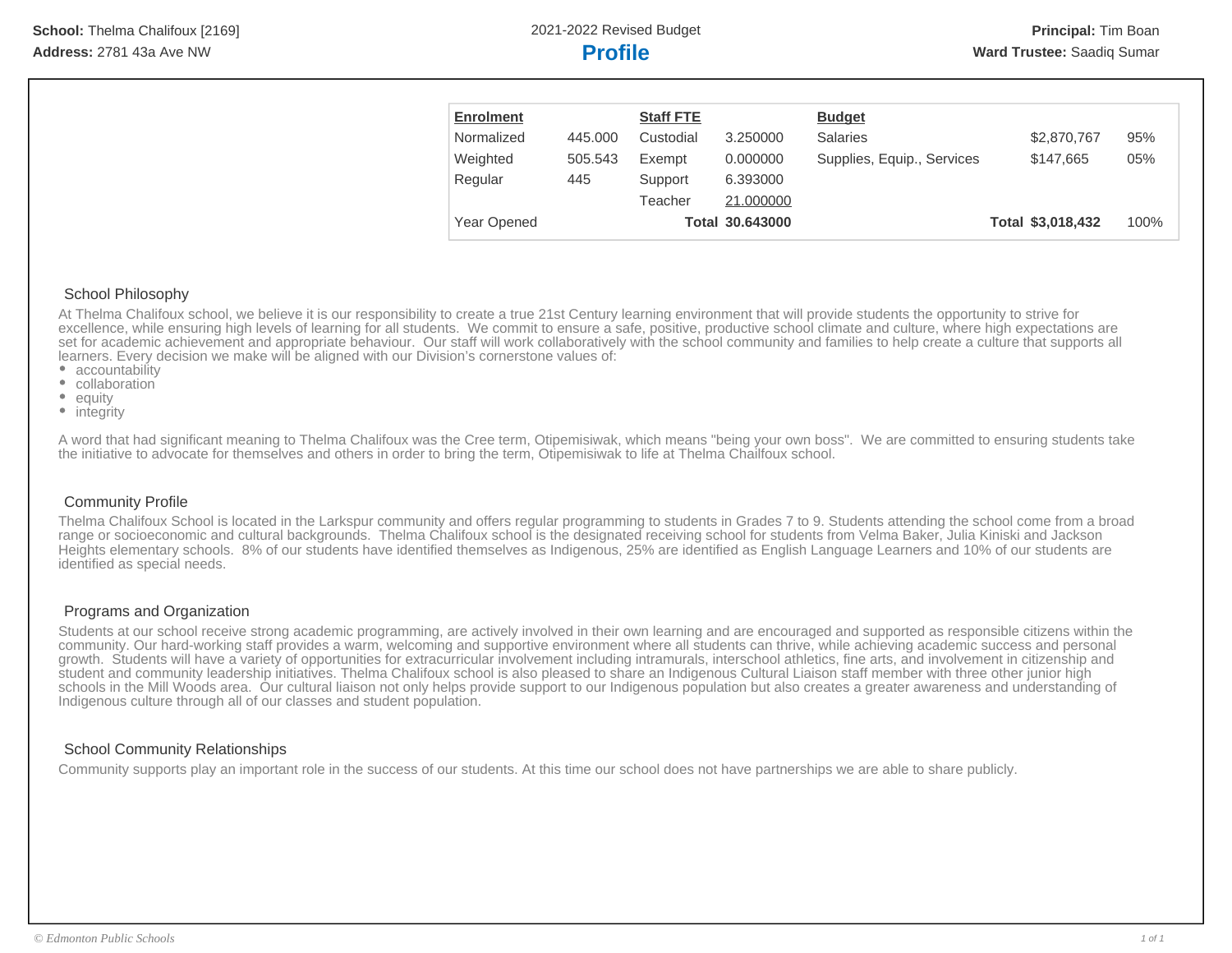**School:** Thelma Chalifoux [2169]
**Address:** 2781 43a Ave NW

2021-2022 Revised Budget

# Profile

**Principal:** Tim Boan
**Ward Trustee:** Saadiq Sumar

| Enrolment | | Staff FTE | | Budget | | |
|---|---|---|---|---|---|---|
| Normalized | 445.000 | Custodial | 3.250000 | Salaries | $2,870,767 | 95% |
| Weighted | 505.543 | Exempt | 0.000000 | Supplies, Equip., Services | $147,665 | 05% |
| Regular | 445 | Support | 6.393000 | | | |
| | | Teacher | 21.000000 | | | |
| Year Opened | | **Total** | **30.643000** | **Total** | **$3,018,432** | 100% |

## School Philosophy

At Thelma Chalifoux school, we believe it is our responsibility to create a true 21st Century learning environment that will provide students the opportunity to strive for excellence, while ensuring high levels of learning for all students. We commit to ensure a safe, positive, productive school climate and culture, where high expectations are set for academic achievement and appropriate behaviour. Our staff will work collaboratively with the school community and families to help create a culture that supports all learners. Every decision we make will be aligned with our Division's cornerstone values of:

- accountability
- collaboration
- equity
- integrity

A word that had significant meaning to Thelma Chalifoux was the Cree term, Otipemisiwak, which means "being your own boss". We are committed to ensuring students take the initiative to advocate for themselves and others in order to bring the term, Otipemisiwak to life at Thelma Chailfoux school.

## Community Profile

Thelma Chalifoux School is located in the Larkspur community and offers regular programming to students in Grades 7 to 9. Students attending the school come from a broad range or socioeconomic and cultural backgrounds. Thelma Chalifoux school is the designated receiving school for students from Velma Baker, Julia Kiniski and Jackson Heights elementary schools. 8% of our students have identified themselves as Indigenous, 25% are identified as English Language Learners and 10% of our students are identified as special needs.

## Programs and Organization

Students at our school receive strong academic programming, are actively involved in their own learning and are encouraged and supported as responsible citizens within the community. Our hard-working staff provides a warm, welcoming and supportive environment where all students can thrive, while achieving academic success and personal growth. Students will have a variety of opportunities for extracurricular involvement including intramurals, interschool athletics, fine arts, and involvement in citizenship and student and community leadership initiatives. Thelma Chalifoux school is also pleased to share an Indigenous Cultural Liaison staff member with three other junior high schools in the Mill Woods area. Our cultural liaison not only helps provide support to our Indigenous population but also creates a greater awareness and understanding of Indigenous culture through all of our classes and student population.

## School Community Relationships

Community supports play an important role in the success of our students. At this time our school does not have partnerships we are able to share publicly.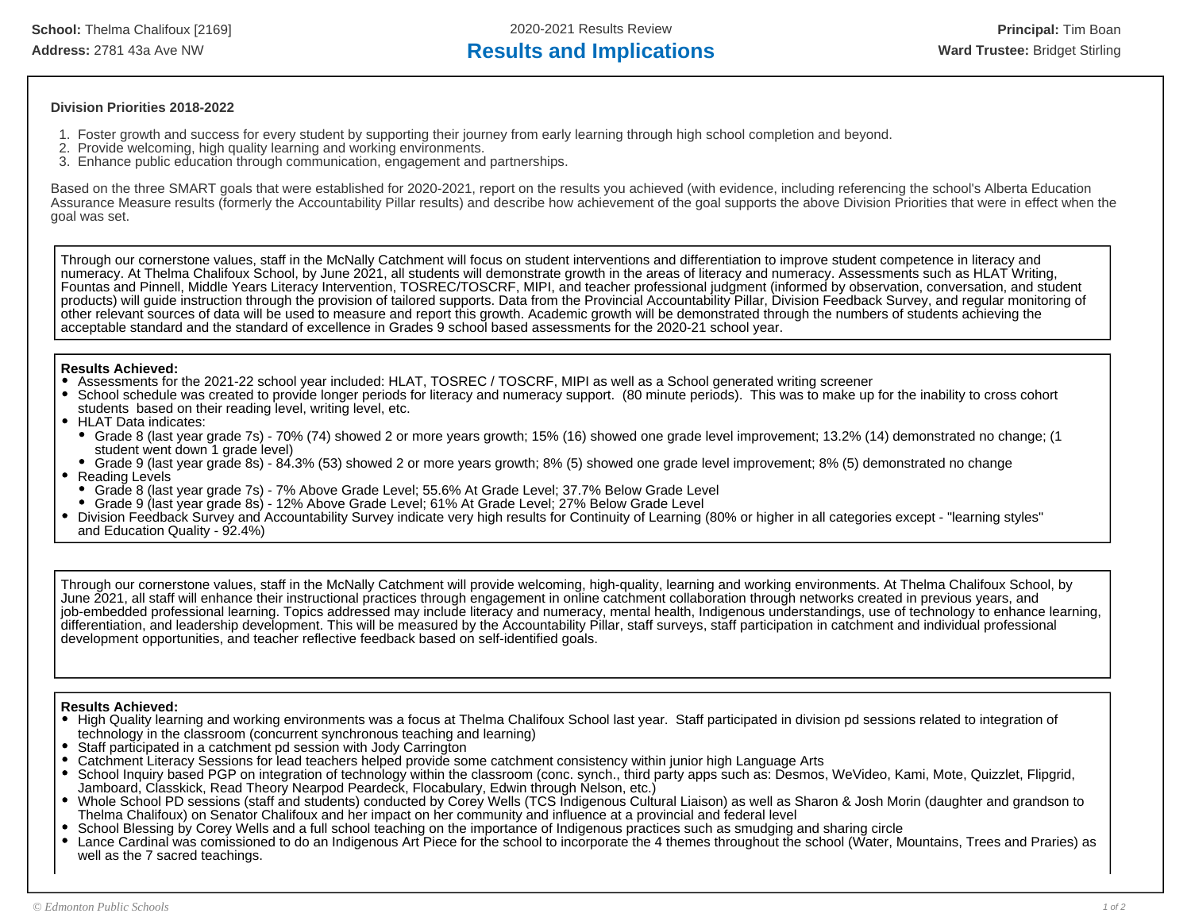**School:** Thelma Chalifoux [2169]
**Address:** 2781 43a Ave NW

2020-2021 Results Review

# Results and Implications

**Principal:** Tim Boan
**Ward Trustee:** Bridget Stirling

### Division Priorities 2018-2022

1. Foster growth and success for every student by supporting their journey from early learning through high school completion and beyond.
2. Provide welcoming, high quality learning and working environments.
3. Enhance public education through communication, engagement and partnerships.

Based on the three SMART goals that were established for 2020-2021, report on the results you achieved (with evidence, including referencing the school's Alberta Education Assurance Measure results (formerly the Accountability Pillar results) and describe how achievement of the goal supports the above Division Priorities that were in effect when the goal was set.

Through our cornerstone values, staff in the McNally Catchment will focus on student interventions and differentiation to improve student competence in literacy and numeracy. At Thelma Chalifoux School, by June 2021, all students will demonstrate growth in the areas of literacy and numeracy. Assessments such as HLAT Writing, Fountas and Pinnell, Middle Years Literacy Intervention, TOSREC/TOSCRF, MIPI, and teacher professional judgment (informed by observation, conversation, and student products) will guide instruction through the provision of tailored supports. Data from the Provincial Accountability Pillar, Division Feedback Survey, and regular monitoring of other relevant sources of data will be used to measure and report this growth. Academic growth will be demonstrated through the numbers of students achieving the acceptable standard and the standard of excellence in Grades 9 school based assessments for the 2020-21 school year.

**Results Achieved:**

- Assessments for the 2021-22 school year included: HLAT, TOSREC / TOSCRF, MIPI as well as a School generated writing screener
- School schedule was created to provide longer periods for literacy and numeracy support. (80 minute periods). This was to make up for the inability to cross cohort students based on their reading level, writing level, etc.
- HLAT Data indicates:
  - Grade 8 (last year grade 7s) - 70% (74) showed 2 or more years growth; 15% (16) showed one grade level improvement; 13.2% (14) demonstrated no change; (1 student went down 1 grade level)
  - Grade 9 (last year grade 8s) - 84.3% (53) showed 2 or more years growth; 8% (5) showed one grade level improvement; 8% (5) demonstrated no change
- Reading Levels
  - Grade 8 (last year grade 7s) - 7% Above Grade Level; 55.6% At Grade Level; 37.7% Below Grade Level
  - Grade 9 (last year grade 8s) - 12% Above Grade Level; 61% At Grade Level; 27% Below Grade Level
- Division Feedback Survey and Accountability Survey indicate very high results for Continuity of Learning (80% or higher in all categories except - "learning styles" and Education Quality - 92.4%)

Through our cornerstone values, staff in the McNally Catchment will provide welcoming, high-quality, learning and working environments. At Thelma Chalifoux School, by June 2021, all staff will enhance their instructional practices through engagement in online catchment collaboration through networks created in previous years, and job-embedded professional learning. Topics addressed may include literacy and numeracy, mental health, Indigenous understandings, use of technology to enhance learning, differentiation, and leadership development. This will be measured by the Accountability Pillar, staff surveys, staff participation in catchment and individual professional development opportunities, and teacher reflective feedback based on self-identified goals.

**Results Achieved:**

- High Quality learning and working environments was a focus at Thelma Chalifoux School last year. Staff participated in division pd sessions related to integration of technology in the classroom (concurrent synchronous teaching and learning)
- Staff participated in a catchment pd session with Jody Carrington
- Catchment Literacy Sessions for lead teachers helped provide some catchment consistency within junior high Language Arts
- School Inquiry based PGP on integration of technology within the classroom (conc. synch., third party apps such as: Desmos, WeVideo, Kami, Mote, Quizzlet, Flipgrid, Jamboard, Classkick, Read Theory Nearpod Peardeck, Flocabulary, Edwin through Nelson, etc.)
- Whole School PD sessions (staff and students) conducted by Corey Wells (TCS Indigenous Cultural Liaison) as well as Sharon & Josh Morin (daughter and grandson to Thelma Chalifoux) on Senator Chalifoux and her impact on her community and influence at a provincial and federal level
- School Blessing by Corey Wells and a full school teaching on the importance of Indigenous practices such as smudging and sharing circle
- Lance Cardinal was comissioned to do an Indigenous Art Piece for the school to incorporate the 4 themes throughout the school (Water, Mountains, Trees and Praries) as well as the 7 sacred teachings.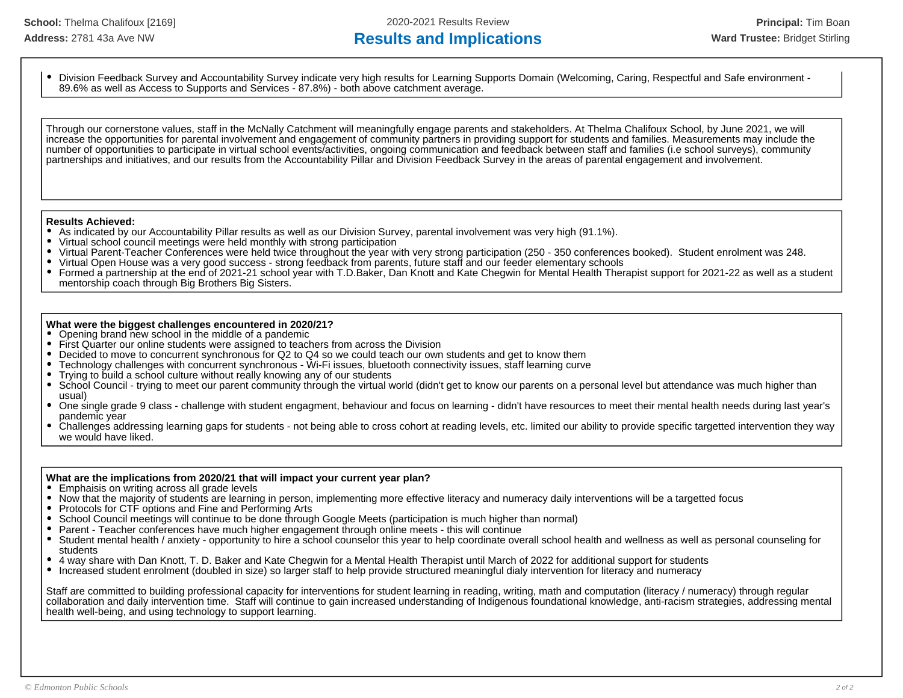- Division Feedback Survey and Accountability Survey indicate very high results for Learning Supports Domain (Welcoming, Caring, Respectful and Safe environment - 89.6% as well as Access to Supports and Services - 87.8%) - both above catchment average.

Through our cornerstone values, staff in the McNally Catchment will meaningfully engage parents and stakeholders. At Thelma Chalifoux School, by June 2021, we will increase the opportunities for parental involvement and engagement of community partners in providing support for students and families. Measurements may include the number of opportunities to participate in virtual school events/activities, ongoing communication and feedback between staff and families (i.e school surveys), community partnerships and initiatives, and our results from the Accountability Pillar and Division Feedback Survey in the areas of parental engagement and involvement.

**Results Achieved:**

- As indicated by our Accountability Pillar results as well as our Division Survey, parental involvement was very high (91.1%).
- Virtual school council meetings were held monthly with strong participation
- Virtual Parent-Teacher Conferences were held twice throughout the year with very strong participation (250 - 350 conferences booked). Student enrolment was 248.
- Virtual Open House was a very good success - strong feedback from parents, future staff and our feeder elementary schools
- Formed a partnership at the end of 2021-21 school year with T.D.Baker, Dan Knott and Kate Chegwin for Mental Health Therapist support for 2021-22 as well as a student mentorship coach through Big Brothers Big Sisters.

**What were the biggest challenges encountered in 2020/21?**

- Opening brand new school in the middle of a pandemic
- First Quarter our online students were assigned to teachers from across the Division
- Decided to move to concurrent synchronous for Q2 to Q4 so we could teach our own students and get to know them
- Technology challenges with concurrent synchronous - Wi-Fi issues, bluetooth connectivity issues, staff learning curve
- Trying to build a school culture without really knowing any of our students
- School Council - trying to meet our parent community through the virtual world (didn't get to know our parents on a personal level but attendance was much higher than usual)
- One single grade 9 class - challenge with student engagment, behaviour and focus on learning - didn't have resources to meet their mental health needs during last year's pandemic year
- Challenges addressing learning gaps for students - not being able to cross cohort at reading levels, etc. limited our ability to provide specific targetted intervention they way we would have liked.

**What are the implications from 2020/21 that will impact your current year plan?**

- Emphaisis on writing across all grade levels
- Now that the majority of students are learning in person, implementing more effective literacy and numeracy daily interventions will be a targetted focus
- Protocols for CTF options and Fine and Performing Arts
- School Council meetings will continue to be done through Google Meets (participation is much higher than normal)
- Parent - Teacher conferences have much higher engagement through online meets - this will continue
- Student mental health / anxiety - opportunity to hire a school counselor this year to help coordinate overall school health and wellness as well as personal counseling for students
- 4 way share with Dan Knott, T. D. Baker and Kate Chegwin for a Mental Health Therapist until March of 2022 for additional support for students
- Increased student enrolment (doubled in size) so larger staff to help provide structured meaningful dialy intervention for literacy and numeracy

Staff are committed to building professional capacity for interventions for student learning in reading, writing, math and computation (literacy / numeracy) through regular collaboration and daily intervention time. Staff will continue to gain increased understanding of Indigenous foundational knowledge, anti-racism strategies, addressing mental health well-being, and using technology to support learning.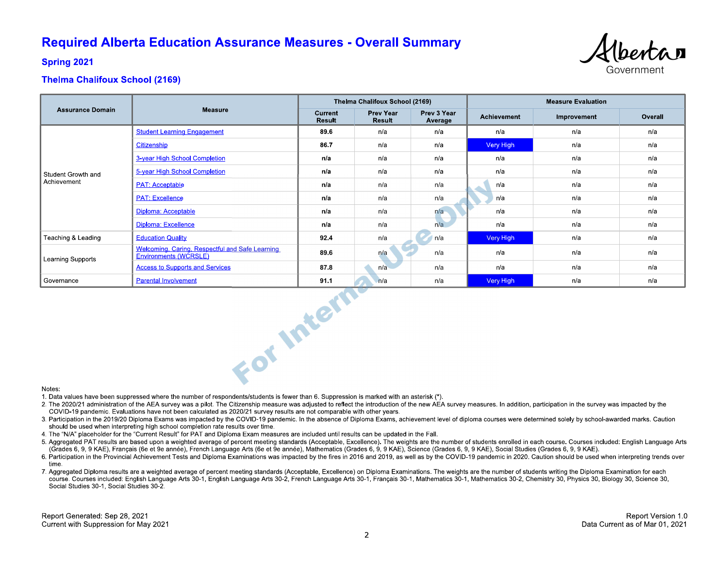# Required Alberta Education Assurance Measures - Overall Summary

## Spring 2021

### Thelma Chalifoux School (2169)

| Assurance Domain | Measure | Thelma Chalifoux School (2169) | | | Measure Evaluation | | |
|---|---|---|---|---|---|---|---|
| | | Current Result | Prev Year Result | Prev 3 Year Average | Achievement | Improvement | Overall |
| Student Growth and Achievement | Student Learning Engagement | 89.6 | n/a | n/a | n/a | n/a | n/a |
| | Citizenship | 86.7 | n/a | n/a | Very High | n/a | n/a |
| | 3-year High School Completion | n/a | n/a | n/a | n/a | n/a | n/a |
| | 5-year High School Completion | n/a | n/a | n/a | n/a | n/a | n/a |
| | PAT: Acceptable | n/a | n/a | n/a | n/a | n/a | n/a |
| | PAT: Excellence | n/a | n/a | n/a | n/a | n/a | n/a |
| | Diploma: Acceptable | n/a | n/a | n/a | n/a | n/a | n/a |
| | Diploma: Excellence | n/a | n/a | n/a | n/a | n/a | n/a |
| Teaching & Leading | Education Quality | 92.4 | n/a | n/a | Very High | n/a | n/a |
| Learning Supports | Welcoming, Caring, Respectful and Safe Learning Environments (WCRSLE) | 89.6 | n/a | n/a | n/a | n/a | n/a |
| | Access to Supports and Services | 87.8 | n/a | n/a | n/a | n/a | n/a |
| Governance | Parental Involvement | 91.1 | n/a | n/a | Very High | n/a | n/a |

Notes:

1. Data values have been suppressed where the number of respondents/students is fewer than 6. Suppression is marked with an asterisk (*).
2. The 2020/21 administration of the AEA survey was a pilot. The Citizenship measure was adjusted to reflect the introduction of the new AEA survey measures. In addition, participation in the survey was impacted by the COVID-19 pandemic. Evaluations have not been calculated as 2020/21 survey results are not comparable with other years.
3. Participation in the 2019/20 Diploma Exams was impacted by the COVID-19 pandemic. In the absence of Diploma Exams, achievement level of diploma courses were determined solely by school-awarded marks. Caution should be used when interpreting high school completion rate results over time.
4. The "N/A" placeholder for the "Current Result" for PAT and Diploma Exam measures are included until results can be updated in the Fall.
5. Aggregated PAT results are based upon a weighted average of percent meeting standards (Acceptable, Excellence). The weights are the number of students enrolled in each course. Courses included: English Language Arts (Grades 6, 9, 9 KAE), Français (6e et 9e année), French Language Arts (6e et 9e année), Mathematics (Grades 6, 9, 9 KAE), Science (Grades 6, 9, 9 KAE), Social Studies (Grades 6, 9, 9 KAE).
6. Participation in the Provincial Achievement Tests and Diploma Examinations was impacted by the fires in 2016 and 2019, as well as by the COVID-19 pandemic in 2020. Caution should be used when interpreting trends over time.
7. Aggregated Diploma results are a weighted average of percent meeting standards (Acceptable, Excellence) on Diploma Examinations. The weights are the number of students writing the Diploma Examination for each course. Courses included: English Language Arts 30-1, English Language Arts 30-2, French Language Arts 30-1, Français 30-1, Mathematics 30-1, Mathematics 30-2, Chemistry 30, Physics 30, Biology 30, Science 30, Social Studies 30-1, Social Studies 30-2.

Report Generated: Sep 28, 2021
Current with Suppression for May 2021

Report Version 1.0
Data Current as of Mar 01, 2021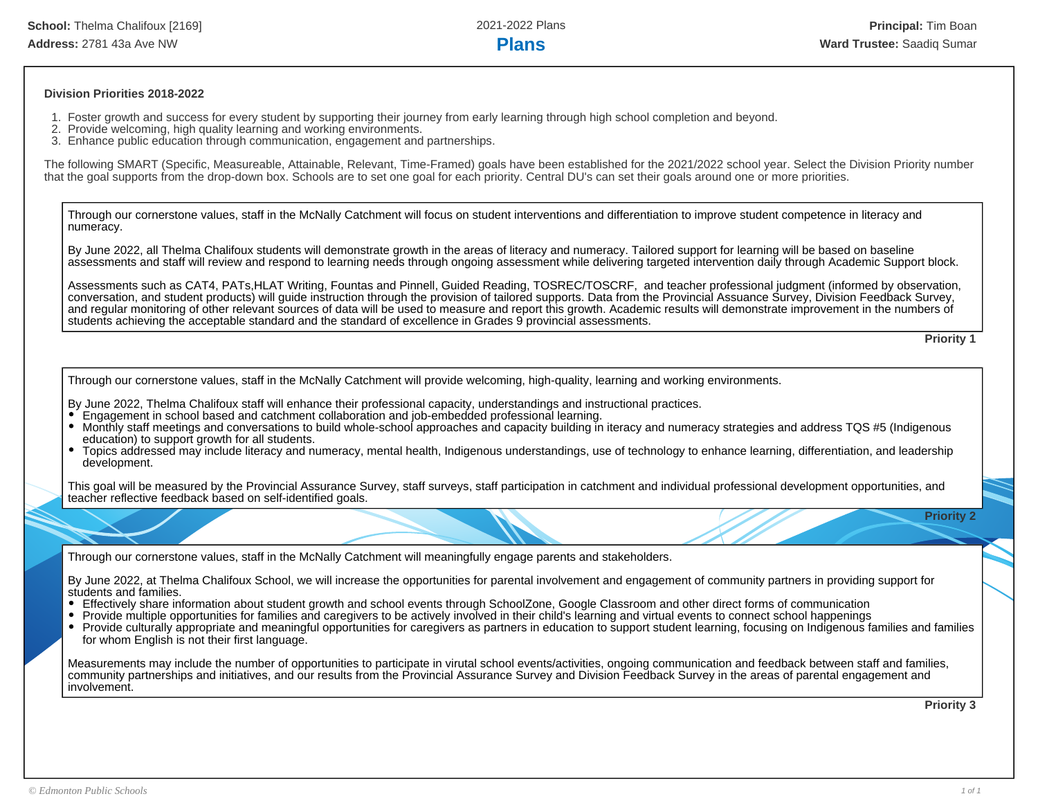**School:** Thelma Chalifoux [2169]
**Address:** 2781 43a Ave NW

2021-2022 Plans

# Plans

**Principal:** Tim Boan
**Ward Trustee:** Saadiq Sumar

**Division Priorities 2018-2022**

1. Foster growth and success for every student by supporting their journey from early learning through high school completion and beyond.
2. Provide welcoming, high quality learning and working environments.
3. Enhance public education through communication, engagement and partnerships.

The following SMART (Specific, Measureable, Attainable, Relevant, Time-Framed) goals have been established for the 2021/2022 school year. Select the Division Priority number that the goal supports from the drop-down box. Schools are to set one goal for each priority. Central DU's can set their goals around one or more priorities.

Through our cornerstone values, staff in the McNally Catchment will focus on student interventions and differentiation to improve student competence in literacy and numeracy.

By June 2022, all Thelma Chalifoux students will demonstrate growth in the areas of literacy and numeracy. Tailored support for learning will be based on baseline assessments and staff will review and respond to learning needs through ongoing assessment while delivering targeted intervention daily through Academic Support block.

Assessments such as CAT4, PATs,HLAT Writing, Fountas and Pinnell, Guided Reading, TOSREC/TOSCRF, and teacher professional judgment (informed by observation, conversation, and student products) will guide instruction through the provision of tailored supports. Data from the Provincial Assuance Survey, Division Feedback Survey, and regular monitoring of other relevant sources of data will be used to measure and report this growth. Academic results will demonstrate improvement in the numbers of students achieving the acceptable standard and the standard of excellence in Grades 9 provincial assessments.

**Priority 1**

Through our cornerstone values, staff in the McNally Catchment will provide welcoming, high-quality, learning and working environments.

By June 2022, Thelma Chalifoux staff will enhance their professional capacity, understandings and instructional practices.

- Engagement in school based and catchment collaboration and job-embedded professional learning.
- Monthly staff meetings and conversations to build whole-school approaches and capacity building in iteracy and numeracy strategies and address TQS #5 (Indigenous education) to support growth for all students.
- Topics addressed may include literacy and numeracy, mental health, Indigenous understandings, use of technology to enhance learning, differentiation, and leadership development.

This goal will be measured by the Provincial Assurance Survey, staff surveys, staff participation in catchment and individual professional development opportunities, and teacher reflective feedback based on self-identified goals.

**Priority 2**

Through our cornerstone values, staff in the McNally Catchment will meaningfully engage parents and stakeholders.

By June 2022, at Thelma Chalifoux School, we will increase the opportunities for parental involvement and engagement of community partners in providing support for students and families.

- Effectively share information about student growth and school events through SchoolZone, Google Classroom and other direct forms of communication
- Provide multiple opportunities for families and caregivers to be actively involved in their child's learning and virtual events to connect school happenings
- Provide culturally appropriate and meaningful opportunities for caregivers as partners in education to support student learning, focusing on Indigenous families and families for whom English is not their first language.

Measurements may include the number of opportunities to participate in virutal school events/activities, ongoing communication and feedback between staff and families, community partnerships and initiatives, and our results from the Provincial Assurance Survey and Division Feedback Survey in the areas of parental engagement and involvement.

**Priority 3**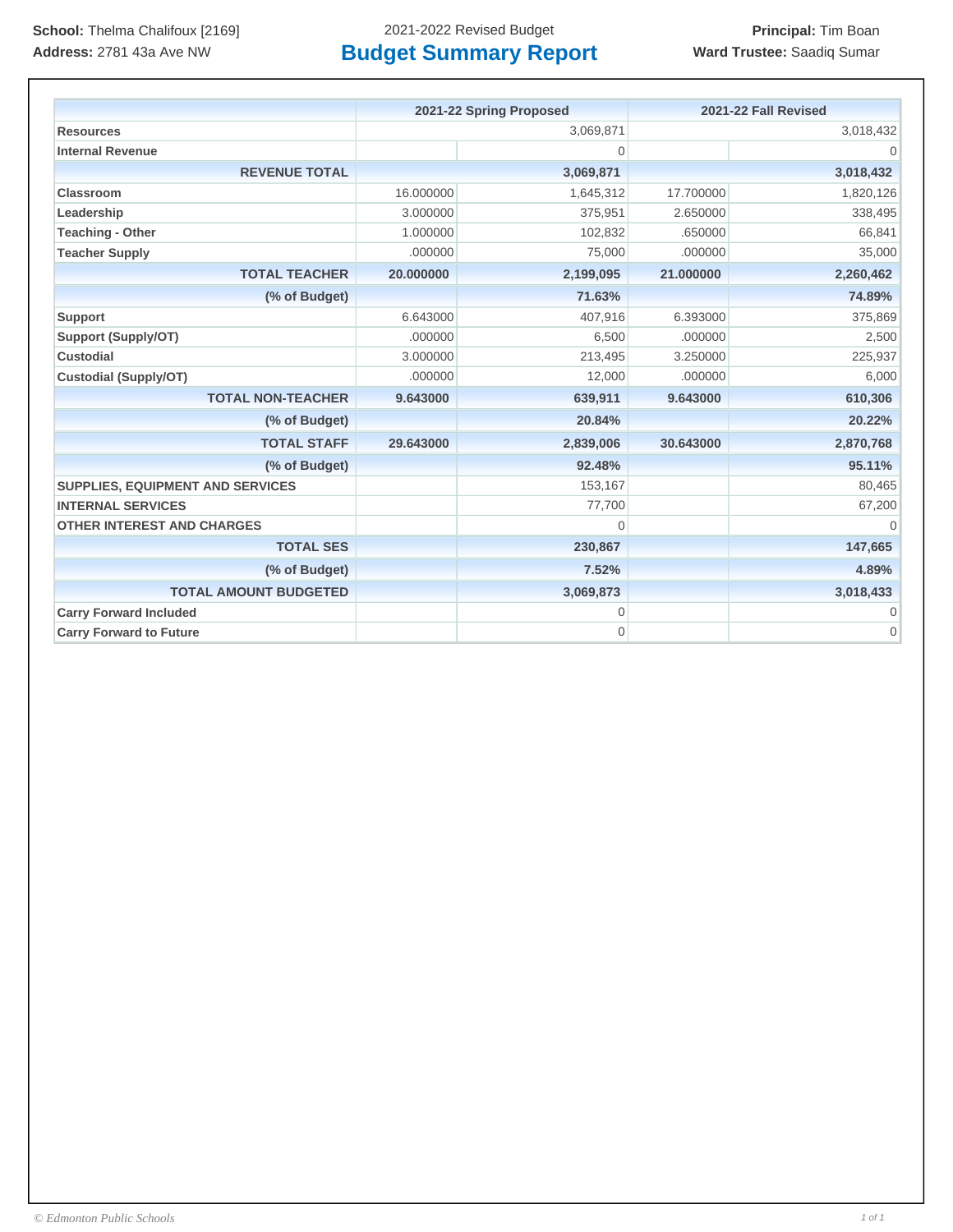**School:** Thelma Chalifoux [2169]
**Address:** 2781 43a Ave NW

2021-2022 Revised Budget

# Budget Summary Report

**Principal:** Tim Boan
**Ward Trustee:** Saadiq Sumar

| | 2021-22 Spring Proposed | | 2021-22 Fall Revised | |
|---|---|---|---|---|
| **Resources** | | 3,069,871 | | 3,018,432 |
| **Internal Revenue** | | 0 | | 0 |
| **REVENUE TOTAL** | | **3,069,871** | | **3,018,432** |
| **Classroom** | 16.000000 | 1,645,312 | 17.700000 | 1,820,126 |
| **Leadership** | 3.000000 | 375,951 | 2.650000 | 338,495 |
| **Teaching - Other** | 1.000000 | 102,832 | .650000 | 66,841 |
| **Teacher Supply** | .000000 | 75,000 | .000000 | 35,000 |
| **TOTAL TEACHER** | **20.000000** | **2,199,095** | **21.000000** | **2,260,462** |
| **(% of Budget)** | | **71.63%** | | **74.89%** |
| **Support** | 6.643000 | 407,916 | 6.393000 | 375,869 |
| **Support (Supply/OT)** | .000000 | 6,500 | .000000 | 2,500 |
| **Custodial** | 3.000000 | 213,495 | 3.250000 | 225,937 |
| **Custodial (Supply/OT)** | .000000 | 12,000 | .000000 | 6,000 |
| **TOTAL NON-TEACHER** | **9.643000** | **639,911** | **9.643000** | **610,306** |
| **(% of Budget)** | | **20.84%** | | **20.22%** |
| **TOTAL STAFF** | **29.643000** | **2,839,006** | **30.643000** | **2,870,768** |
| **(% of Budget)** | | **92.48%** | | **95.11%** |
| **SUPPLIES, EQUIPMENT AND SERVICES** | | 153,167 | | 80,465 |
| **INTERNAL SERVICES** | | 77,700 | | 67,200 |
| **OTHER INTEREST AND CHARGES** | | 0 | | 0 |
| **TOTAL SES** | | **230,867** | | **147,665** |
| **(% of Budget)** | | **7.52%** | | **4.89%** |
| **TOTAL AMOUNT BUDGETED** | | **3,069,873** | | **3,018,433** |
| **Carry Forward Included** | | 0 | | 0 |
| **Carry Forward to Future** | | 0 | | 0 |

*© Edmonton Public Schools*